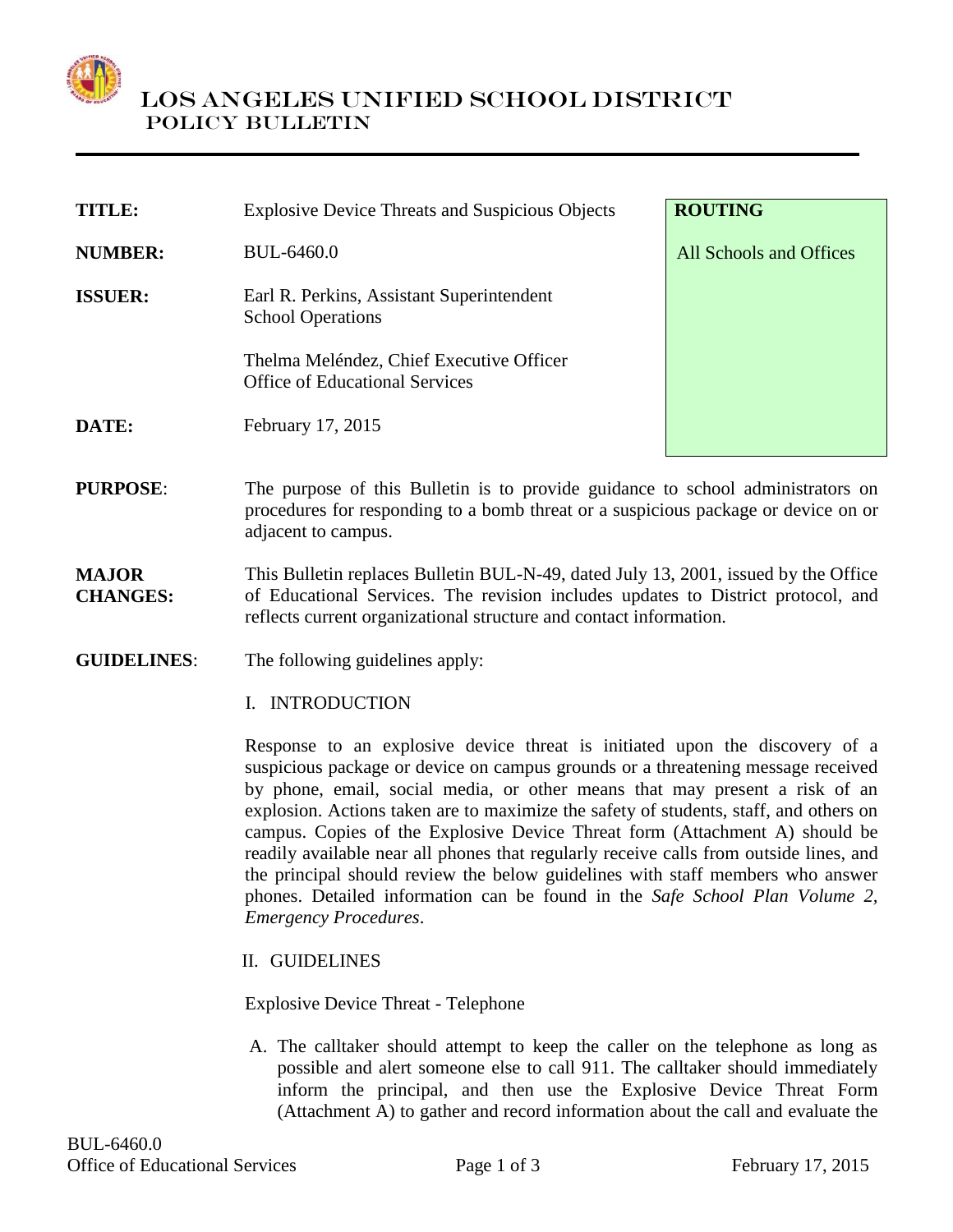# LOS ANGELES UNIFIED SCHOOL DISTRICT
## POLICY BULLETIN

| | | |
|---|---|---|
| **TITLE:** | Explosive Device Threats and Suspicious Objects | **ROUTING** |
| **NUMBER:** | BUL-6460.0 | All Schools and Offices |
| **ISSUER:** | Earl R. Perkins, Assistant Superintendent<br>School Operations<br><br>Thelma Meléndez, Chief Executive Officer<br>Office of Educational Services | |
| **DATE:** | February 17, 2015 | |

**PURPOSE**: The purpose of this Bulletin is to provide guidance to school administrators on procedures for responding to a bomb threat or a suspicious package or device on or adjacent to campus.

**MAJOR CHANGES:** This Bulletin replaces Bulletin BUL-N-49, dated July 13, 2001, issued by the Office of Educational Services. The revision includes updates to District protocol, and reflects current organizational structure and contact information.

**GUIDELINES**: The following guidelines apply:

I. INTRODUCTION

Response to an explosive device threat is initiated upon the discovery of a suspicious package or device on campus grounds or a threatening message received by phone, email, social media, or other means that may present a risk of an explosion. Actions taken are to maximize the safety of students, staff, and others on campus. Copies of the Explosive Device Threat form (Attachment A) should be readily available near all phones that regularly receive calls from outside lines, and the principal should review the below guidelines with staff members who answer phones. Detailed information can be found in the *Safe School Plan Volume 2, Emergency Procedures*.

II. GUIDELINES

Explosive Device Threat - Telephone

A. The calltaker should attempt to keep the caller on the telephone as long as possible and alert someone else to call 911. The calltaker should immediately inform the principal, and then use the Explosive Device Threat Form (Attachment A) to gather and record information about the call and evaluate the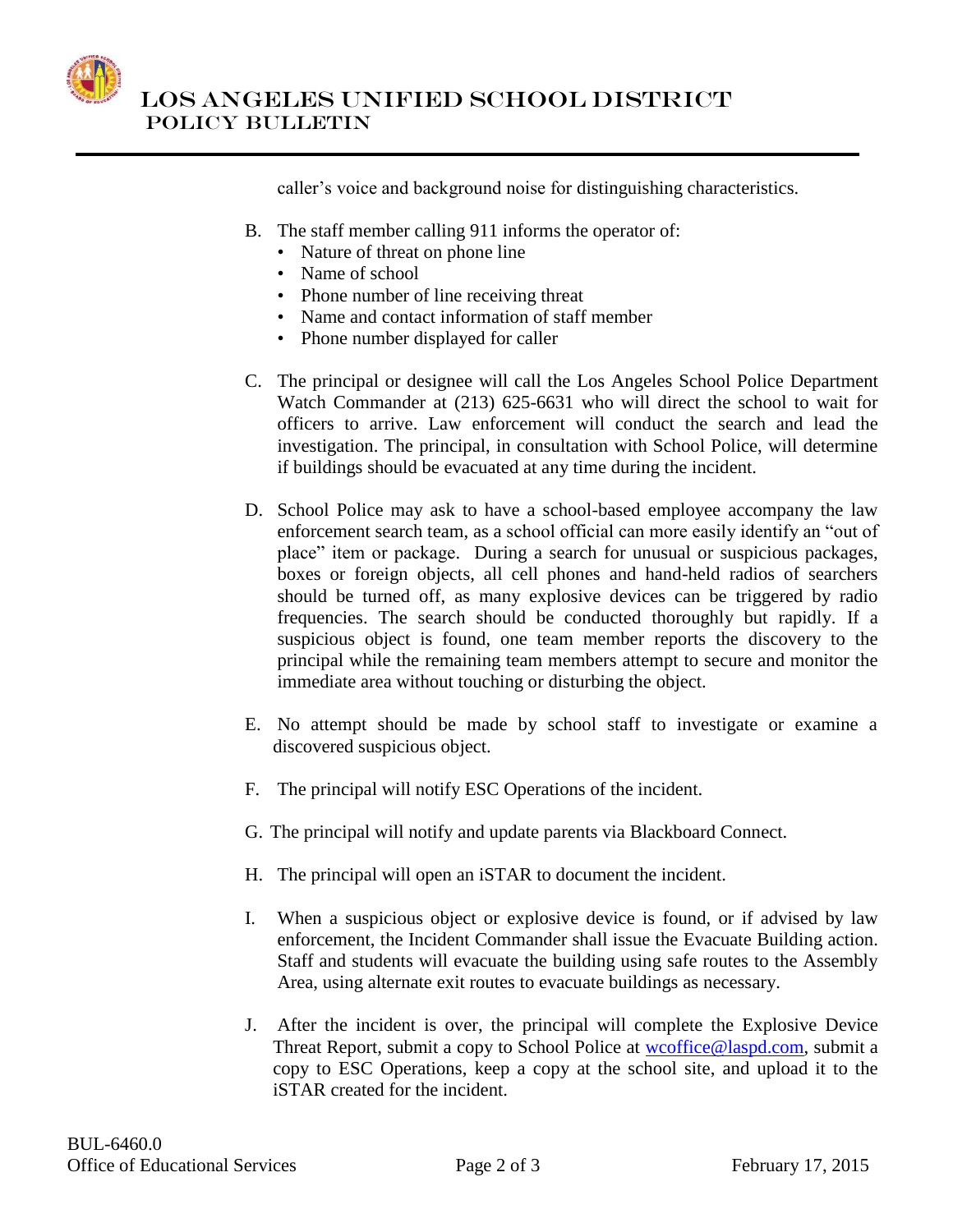caller's voice and background noise for distinguishing characteristics.

B. The staff member calling 911 informs the operator of:
   - Nature of threat on phone line
   - Name of school
   - Phone number of line receiving threat
   - Name and contact information of staff member
   - Phone number displayed for caller

C. The principal or designee will call the Los Angeles School Police Department Watch Commander at (213) 625-6631 who will direct the school to wait for officers to arrive. Law enforcement will conduct the search and lead the investigation. The principal, in consultation with School Police, will determine if buildings should be evacuated at any time during the incident.

D. School Police may ask to have a school-based employee accompany the law enforcement search team, as a school official can more easily identify an "out of place" item or package. During a search for unusual or suspicious packages, boxes or foreign objects, all cell phones and hand-held radios of searchers should be turned off, as many explosive devices can be triggered by radio frequencies. The search should be conducted thoroughly but rapidly. If a suspicious object is found, one team member reports the discovery to the principal while the remaining team members attempt to secure and monitor the immediate area without touching or disturbing the object.

E. No attempt should be made by school staff to investigate or examine a discovered suspicious object.

F. The principal will notify ESC Operations of the incident.

G. The principal will notify and update parents via Blackboard Connect.

H. The principal will open an iSTAR to document the incident.

I. When a suspicious object or explosive device is found, or if advised by law enforcement, the Incident Commander shall issue the Evacuate Building action. Staff and students will evacuate the building using safe routes to the Assembly Area, using alternate exit routes to evacuate buildings as necessary.

J. After the incident is over, the principal will complete the Explosive Device Threat Report, submit a copy to School Police at wcoffice@laspd.com, submit a copy to ESC Operations, keep a copy at the school site, and upload it to the iSTAR created for the incident.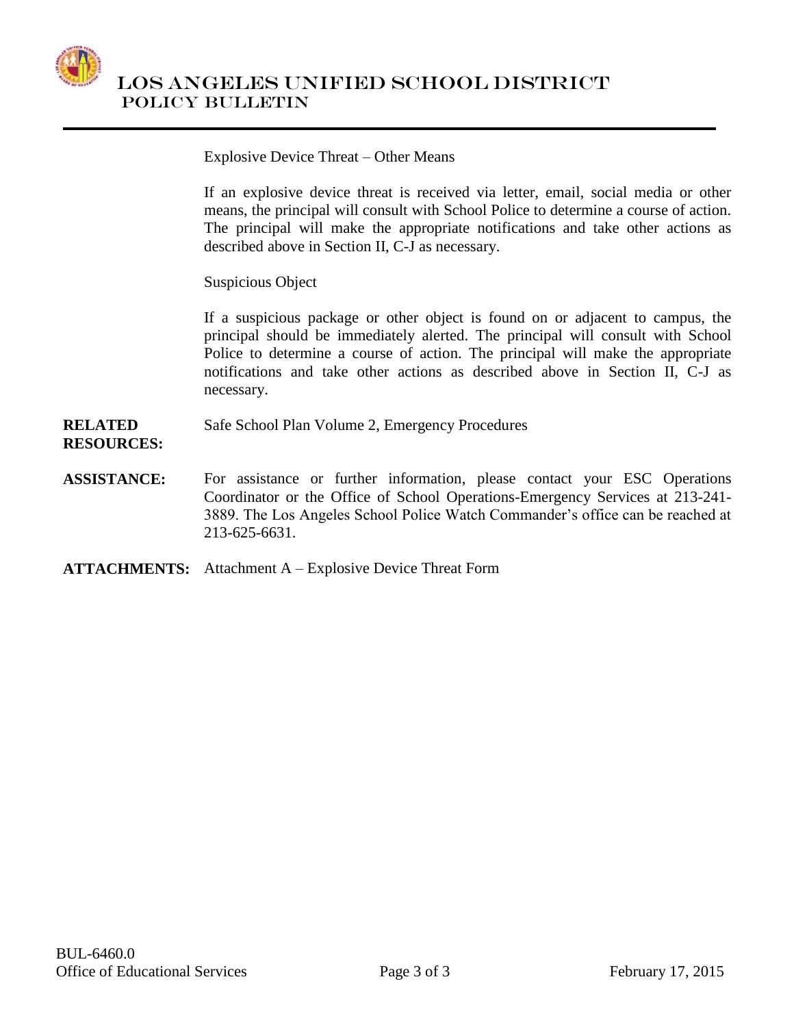Explosive Device Threat – Other Means

If an explosive device threat is received via letter, email, social media or other means, the principal will consult with School Police to determine a course of action. The principal will make the appropriate notifications and take other actions as described above in Section II, C-J as necessary.

Suspicious Object

If a suspicious package or other object is found on or adjacent to campus, the principal should be immediately alerted. The principal will consult with School Police to determine a course of action. The principal will make the appropriate notifications and take other actions as described above in Section II, C-J as necessary.

**RELATED RESOURCES:** Safe School Plan Volume 2, Emergency Procedures

**ASSISTANCE:** For assistance or further information, please contact your ESC Operations Coordinator or the Office of School Operations-Emergency Services at 213-241-3889. The Los Angeles School Police Watch Commander's office can be reached at 213-625-6631.

**ATTACHMENTS:** Attachment A – Explosive Device Threat Form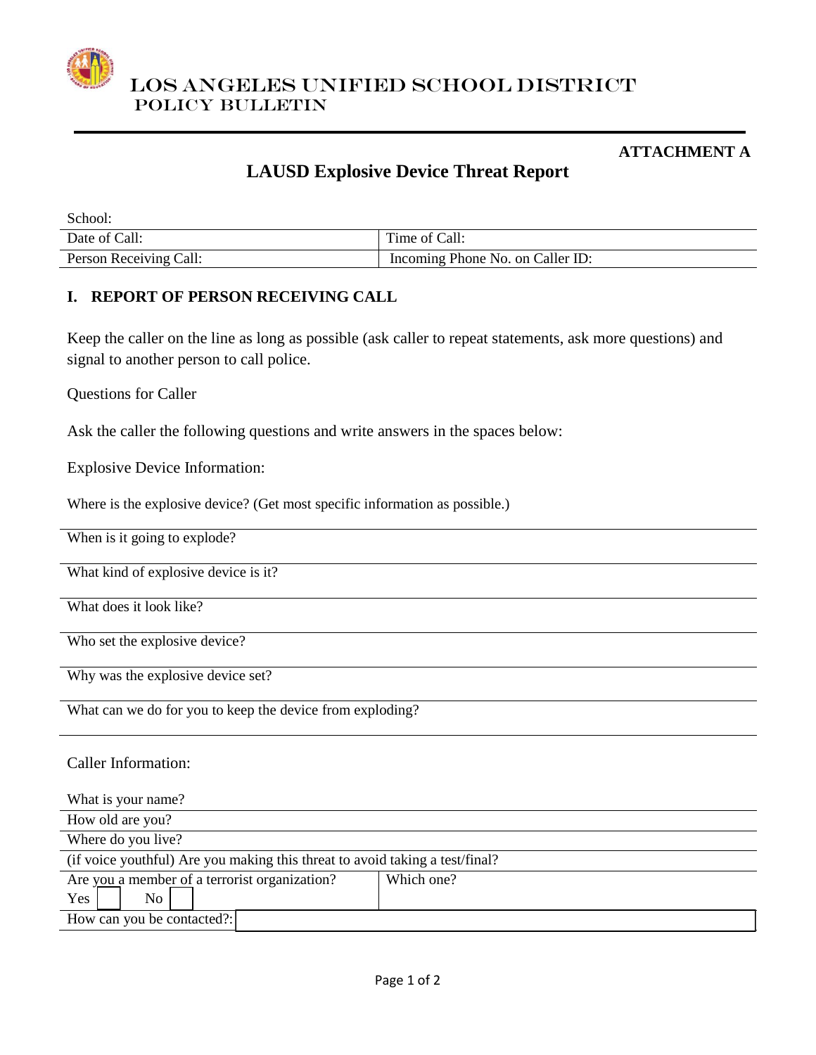# LOS ANGELES UNIFIED SCHOOL DISTRICT
POLICY BULLETIN

**ATTACHMENT A**

## LAUSD Explosive Device Threat Report

| School: | |
|---|---|
| Date of Call: | Time of Call: |
| Person Receiving Call: | Incoming Phone No. on Caller ID: |

### I. REPORT OF PERSON RECEIVING CALL

Keep the caller on the line as long as possible (ask caller to repeat statements, ask more questions) and signal to another person to call police.

Questions for Caller

Ask the caller the following questions and write answers in the spaces below:

Explosive Device Information:

Where is the explosive device? (Get most specific information as possible.)

When is it going to explode?

What kind of explosive device is it?

What does it look like?

Who set the explosive device?

Why was the explosive device set?

What can we do for you to keep the device from exploding?

Caller Information:

| What is your name? | |
|---|---|
| How old are you? | |
| Where do you live? | |
| (if voice youthful) Are you making this threat to avoid taking a test/final? | |
| Are you a member of a terrorist organization? Yes ☐ No ☐ | Which one? |
| How can you be contacted?: | |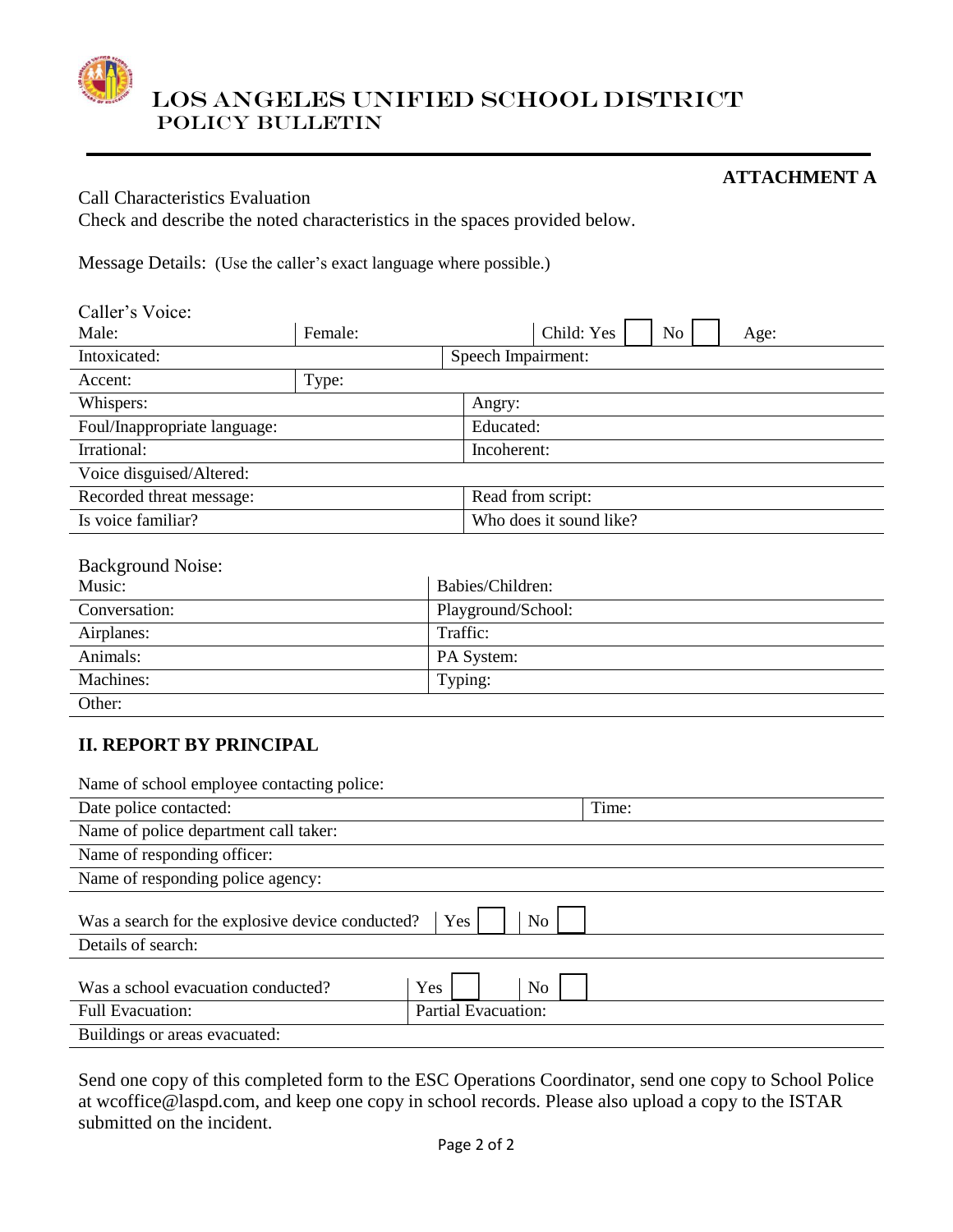# LOS ANGELES UNIFIED SCHOOL DISTRICT
## POLICY BULLETIN

**ATTACHMENT A**

Call Characteristics Evaluation
Check and describe the noted characteristics in the spaces provided below.

Message Details: (Use the caller's exact language where possible.)

Caller's Voice:

| | | | |
|---|---|---|---|
| Male: | Female: | Child: Yes ☐ No ☐ | Age: |
| Intoxicated: | | Speech Impairment: | |
| Accent: | Type: | | |
| Whispers: | | Angry: | |
| Foul/Inappropriate language: | | Educated: | |
| Irrational: | | Incoherent: | |
| Voice disguised/Altered: | | | |
| Recorded threat message: | | Read from script: | |
| Is voice familiar? | | Who does it sound like? | |

Background Noise:

| | |
|---|---|
| Music: | Babies/Children: |
| Conversation: | Playground/School: |
| Airplanes: | Traffic: |
| Animals: | PA System: |
| Machines: | Typing: |
| Other: | |

### II. REPORT BY PRINCIPAL

| | |
|---|---|
| Name of school employee contacting police: | |
| Date police contacted: | Time: |
| Name of police department call taker: | |
| Name of responding officer: | |
| Name of responding police agency: | |
| Was a search for the explosive device conducted? Yes ☐ No ☐ | |
| Details of search: | |
| Was a school evacuation conducted? Yes ☐ No ☐ | |
| Full Evacuation: | Partial Evacuation: |
| Buildings or areas evacuated: | |

Send one copy of this completed form to the ESC Operations Coordinator, send one copy to School Police at wcoffice@laspd.com, and keep one copy in school records. Please also upload a copy to the ISTAR submitted on the incident.